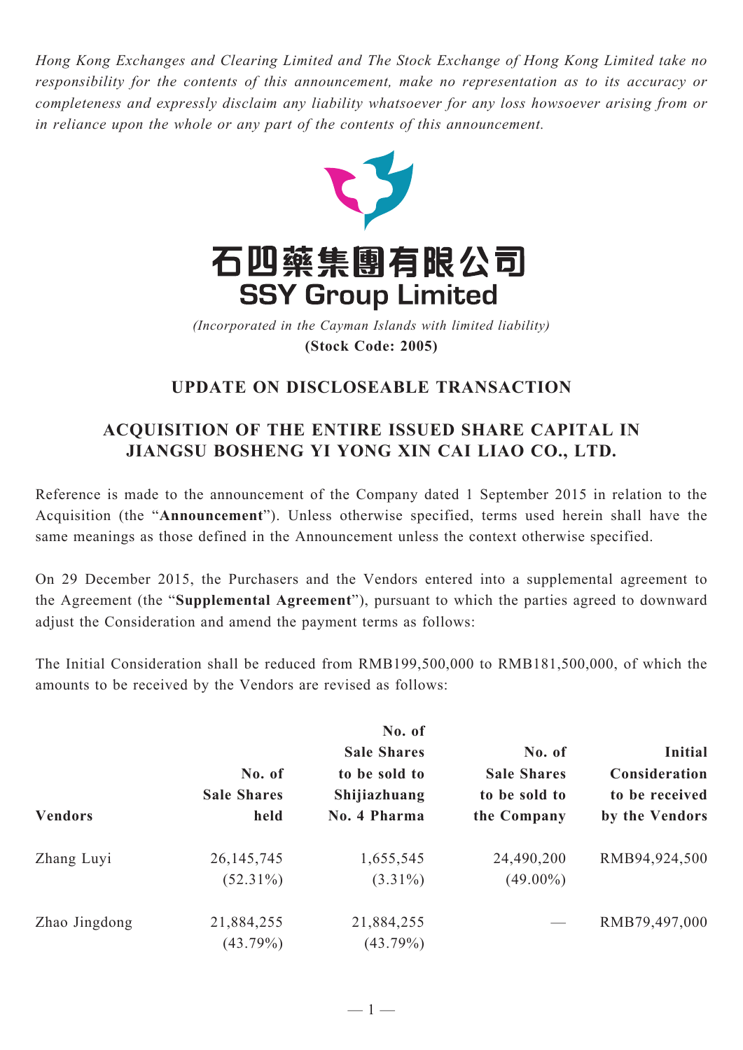*Hong Kong Exchanges and Clearing Limited and The Stock Exchange of Hong Kong Limited take no responsibility for the contents of this announcement, make no representation as to its accuracy or completeness and expressly disclaim any liability whatsoever for any loss howsoever arising from or in reliance upon the whole or any part of the contents of this announcement.*

# 石四藥集團有限公司
# SSY Group Limited

*(Incorporated in the Cayman Islands with limited liability)*

**(Stock Code: 2005)**

## UPDATE ON DISCLOSEABLE TRANSACTION

## ACQUISITION OF THE ENTIRE ISSUED SHARE CAPITAL IN JIANGSU BOSHENG YI YONG XIN CAI LIAO CO., LTD.

Reference is made to the announcement of the Company dated 1 September 2015 in relation to the Acquisition (the "**Announcement**"). Unless otherwise specified, terms used herein shall have the same meanings as those defined in the Announcement unless the context otherwise specified.

On 29 December 2015, the Purchasers and the Vendors entered into a supplemental agreement to the Agreement (the "**Supplemental Agreement**"), pursuant to which the parties agreed to downward adjust the Consideration and amend the payment terms as follows:

The Initial Consideration shall be reduced from RMB199,500,000 to RMB181,500,000, of which the amounts to be received by the Vendors are revised as follows:

| Vendors | No. of Sale Shares held | No. of Sale Shares to be sold to Shijiazhuang No. 4 Pharma | No. of Sale Shares to be sold to the Company | Initial Consideration to be received by the Vendors |
|---|---|---|---|---|
| Zhang Luyi | 26,145,745 (52.31%) | 1,655,545 (3.31%) | 24,490,200 (49.00%) | RMB94,924,500 |
| Zhao Jingdong | 21,884,255 (43.79%) | 21,884,255 (43.79%) | — | RMB79,497,000 |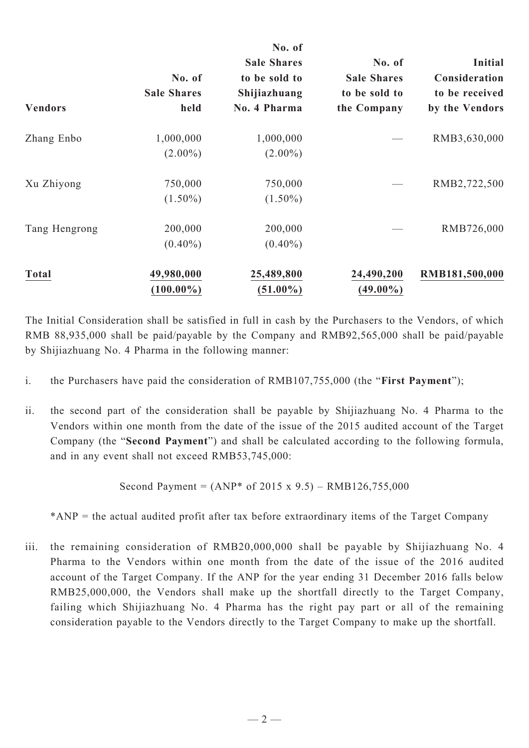| Vendors | No. of Sale Shares held | No. of Sale Shares to be sold to Shijiazhuang No. 4 Pharma | No. of Sale Shares to be sold to the Company | Initial Consideration to be received by the Vendors |
|---|---|---|---|---|
| Zhang Enbo | 1,000,000 (2.00%) | 1,000,000 (2.00%) | — | RMB3,630,000 |
| Xu Zhiyong | 750,000 (1.50%) | 750,000 (1.50%) | — | RMB2,722,500 |
| Tang Hengrong | 200,000 (0.40%) | 200,000 (0.40%) | — | RMB726,000 |
| **Total** | **49,980,000 (100.00%)** | **25,489,800 (51.00%)** | **24,490,200 (49.00%)** | **RMB181,500,000** |

The Initial Consideration shall be satisfied in full in cash by the Purchasers to the Vendors, of which RMB 88,935,000 shall be paid/payable by the Company and RMB92,565,000 shall be paid/payable by Shijiazhuang No. 4 Pharma in the following manner:

i. the Purchasers have paid the consideration of RMB107,755,000 (the "**First Payment**");

ii. the second part of the consideration shall be payable by Shijiazhuang No. 4 Pharma to the Vendors within one month from the date of the issue of the 2015 audited account of the Target Company (the "**Second Payment**") and shall be calculated according to the following formula, and in any event shall not exceed RMB53,745,000:

Second Payment = (ANP* of 2015 x 9.5) – RMB126,755,000

*ANP = the actual audited profit after tax before extraordinary items of the Target Company

iii. the remaining consideration of RMB20,000,000 shall be payable by Shijiazhuang No. 4 Pharma to the Vendors within one month from the date of the issue of the 2016 audited account of the Target Company. If the ANP for the year ending 31 December 2016 falls below RMB25,000,000, the Vendors shall make up the shortfall directly to the Target Company, failing which Shijiazhuang No. 4 Pharma has the right pay part or all of the remaining consideration payable to the Vendors directly to the Target Company to make up the shortfall.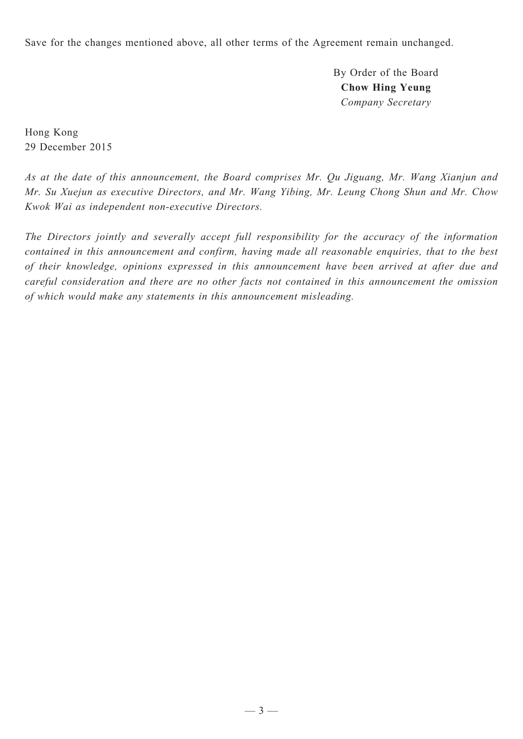Save for the changes mentioned above, all other terms of the Agreement remain unchanged.

By Order of the Board
**Chow Hing Yeung**
*Company Secretary*

Hong Kong
29 December 2015

*As at the date of this announcement, the Board comprises Mr. Qu Jiguang, Mr. Wang Xianjun and Mr. Su Xuejun as executive Directors, and Mr. Wang Yibing, Mr. Leung Chong Shun and Mr. Chow Kwok Wai as independent non-executive Directors.*

*The Directors jointly and severally accept full responsibility for the accuracy of the information contained in this announcement and confirm, having made all reasonable enquiries, that to the best of their knowledge, opinions expressed in this announcement have been arrived at after due and careful consideration and there are no other facts not contained in this announcement the omission of which would make any statements in this announcement misleading.*